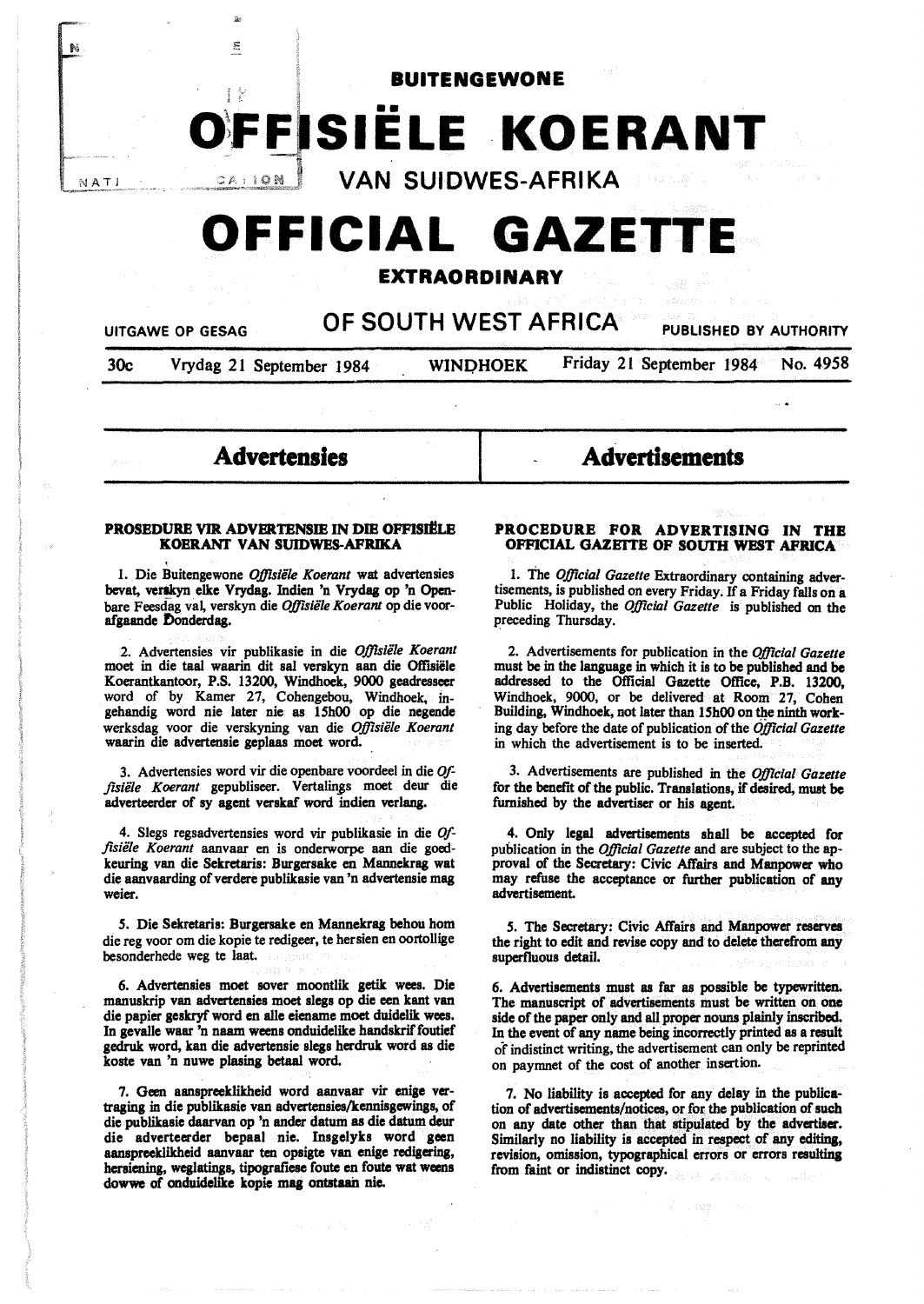# BUITENGEWONE OFFISIËLE KOERANT VAN SUIDWES-AFRIKA

# OFFICIAL GAZETTE EXTRAORDINARY OF SOUTH WEST AFRICA

UITGAWE OP GESAG — PUBLISHED BY AUTHORITY

30c — Vrydag 21 September 1984 — WINDHOEK — Friday 21 September 1984 — No. 4958

## Advertensies

### PROSEDURE VIR ADVERTENSIE IN DIE OFFISIËLE KOERANT VAN SUIDWES-AFRIKA

1. Die Buitengewone *Offisiële Koerant* wat advertensies bevat, verskyn elke Vrydag. Indien 'n Vrydag op 'n Openbare Feesdag val, verskyn die *Offisiële Koerant* op die voorafgaande Donderdag.

2. Advertensies vir publikasie in die *Offisiële Koerant* moet in die taal waarin dit sal verskyn aan die Offisiële Koerantkantoor, P.S. 13200, Windhoek, 9000 geadresseer word of by Kamer 27, Cohengebou, Windhoek, ingehandig word nie later nie as 15h00 op die negende werksdag voor die verskyning van die *Offisiële Koerant* waarin die advertensie geplaas moet word.

3. Advertensies word vir die openbare voordeel in die *Offisiële Koerant* gepubliseer. Vertalings moet deur die adverteerder of sy agent verskaf word indien verlang.

4. Slegs regsadvertensies word vir publikasie in die *Offisiële Koerant* aanvaar en is onderworpe aan die goedkeuring van die Sekretaris: Burgersake en Mannekrag wat die aanvaarding of verdere publikasie van 'n advertensie mag weier.

5. Die Sekretaris: Burgersake en Mannekrag behou hom die reg voor om die kopie te redigeer, te hersien en oortollige besonderhede weg te laat.

6. Advertensies moet sover moontlik getik wees. Die manuskrip van advertensies moet slegs op die een kant van die papier geskryf word en alle eiename moet duidelik wees. In gevalle waar 'n naam weens onduidelike handskrif foutief gedruk word, kan die advertensie slegs herdruk word as die koste van 'n nuwe plasing betaal word.

7. Geen aanspreeklikheid word aanvaar vir enige vertraging in die publikasie van advertensies/kennisgewings, of die publikasie daarvan op 'n ander datum as die datum deur die adverteerder bepaal nie. Insgelyks word geen aanspreeklikheid aanvaar ten opsigte van enige redigering, hersiening, weglatings, tipografiese foute en foute wat weens dowwe of onduidelike kopie mag ontstaan nie.

## Advertisements

### PROCEDURE FOR ADVERTISING IN THE OFFICIAL GAZETTE OF SOUTH WEST AFRICA

1. The *Official Gazette* Extraordinary containing advertisements, is published on every Friday. If a Friday falls on a Public Holiday, the *Official Gazette* is published on the preceding Thursday.

2. Advertisements for publication in the *Official Gazette* must be in the language in which it is to be published and be addressed to the Official Gazette Office, P.B. 13200, Windhoek, 9000, or be delivered at Room 27, Cohen Building, Windhoek, not later than 15h00 on the ninth working day before the date of publication of the *Official Gazette* in which the advertisement is to be inserted.

3. Advertisements are published in the *Official Gazette* for the benefit of the public. Translations, if desired, must be furnished by the advertiser or his agent.

4. Only legal advertisements shall be accepted for publication in the *Official Gazette* and are subject to the approval of the Secretary: Civic Affairs and Manpower who may refuse the acceptance or further publication of any advertisement.

5. The Secretary: Civic Affairs and Manpower reserves the right to edit and revise copy and to delete therefrom any superfluous detail.

6. Advertisements must as far as possible be typewritten. The manuscript of advertisements must be written on one side of the paper only and all proper nouns plainly inscribed. In the event of any name being incorrectly printed as a result of indistinct writing, the advertisement can only be reprinted on paymnet of the cost of another insertion.

7. No liability is accepted for any delay in the publication of advertisements/notices, or for the publication of such on any date other than that stipulated by the advertiser. Similarly no liability is accepted in respect of any editing, revision, omission, typographical errors or errors resulting from faint or indistinct copy.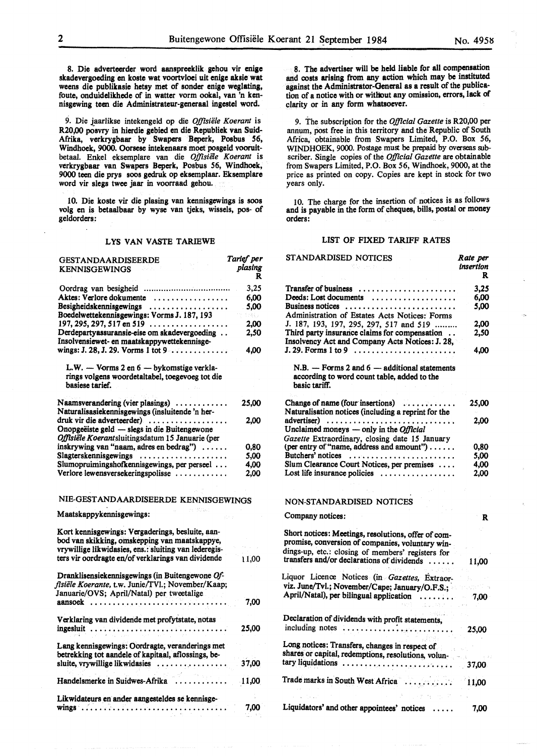8. Die adverteerder word aanspreeklik gehou vir enige skadevergoeding en koste wat voortvloei uit enige aksie wat weens die publikasie hetsy met of sonder enige weglating, foute, onduidelikhede of in watter vorm ookal, van 'n kennisgewing teen die Administrateur-generaal ingestel word.

9. Die jaarlikse intekengeld op die *Offisiële Koerant* is R20,00 posvry in hierdie gebied en die Republiek van Suid-Afrika, verkrygbaar by Swapers Beperk, Posbus 56, Windhoek, 9000. Oorsese intekenaars moet posgeld vooruitbetaal. Enkel eksemplare van die *Offisiële Koerant* is verkrygbaar van Swapers Beperk, Posbus 56, Windhoek, 9000 teen die prys soos gedruk op eksemplaar. Eksemplare word vir slegs twee jaar in voorraad gehou.

10. Die koste vir die plasing van kennisgewings is soos volg en is betaalbaar by wyse van tjeks, wissels, pos- of geldorders:

### LYS VAN VASTE TARIEWE

| GESTANDAARDISEERDE KENNISGEWINGS | Tarief per plasing R |
|---|---|
| Oordrag van besigheid | 3,25 |
| Aktes: Verlore dokumente | 6,00 |
| Besigheidskennisgewings | 5,00 |
| Boedelwettekennisgewings: Vorms J. 187, 193 197, 295, 297, 517 en 519 | 2,00 |
| Derdepartyassuransie-eise om skadevergoeding | 2,50 |
| Insolvensiewet- en maatskappywettekennisgewings: J. 28, J. 29. Vorms 1 tot 9 | 4,00 |

L.W. — Vorms 2 en 6 — bykomstige verklarings volgens woordetaltabel, toegevoeg tot die basiese tarief.

| | |
|---|---|
| Naamsverandering (vier plasings) | 25,00 |
| Naturalisasiekennisgewings (insluitende 'n herdruk vir die adverteerder) | 2,00 |
| Onopgeëiste geld — slegs in die Buitengewone *Offisiële Koerant* sluitingsdatum 15 Januarie (per inskrywing van "naam, adres en bedrag") | 0,80 |
| Slagterskennisgewings | 5,00 |
| Slumopruimingshofkennisgewings, per perseel | 4,00 |
| Verlore lewensversekeringspolisse | 2,00 |

### NIE-GESTANDAARDISEERDE KENNISGEWINGS

Maatskappykennisgewings:

| | |
|---|---|
| Kort kennisgewings: Vergaderings, besluite, aanbod van skikking, omskepping van maatskappye, vrywillige likwidasies, ens.: sluiting van lederegisters vir oordragte en/of verklarings van dividende | 11,00 |
| Dranklisensiekennisgewings (in Buitengewone *Offisiële Koerante*, t.w. Junie/TVl.; November/Kaap; Januarie/OVS; April/Natal) per tweetalige aansoek | 7,00 |
| Verklaring van dividende met profytstate, notas ingesluit | 25,00 |
| Lang kennisgewings: Oordragte, veranderings met betrekking tot aandele of kapitaal, aflossings, besluite, vrywillige likwidasies | 37,00 |
| Handelsmerke in Suidwes-Afrika | 11,00 |
| Likwidateurs en ander aangesteldes se kennisgewings | 7,00 |

8. The advertiser will be held liable for all compensation and costs arising from any action which may be instituted against the Administrator-General as a result of the publication of a notice with or without any omission, errors, lack of clarity or in any form whatsoever.

9. The subscription for the *Official Gazette* is R20,00 per annum, post free in this territory and the Republic of South Africa, obtainable from Swapers Limited, P.O. Box 56, WINDHOEK, 9000. Postage must be prepaid by overseas subscriber. Single copies of the *Official Gazette* are obtainable from Swapers Limited, P.O. Box 56, Windhoek, 9000, at the price as printed on copy. Copies are kept in stock for two years only.

10. The charge for the insertion of notices is as follows and is payable in the form of cheques, bills, postal or money orders:

### LIST OF FIXED TARIFF RATES

| STANDARDISED NOTICES | Rate per insertion R |
|---|---|
| Transfer of business | 3,25 |
| Deeds: Lost documents | 6,00 |
| Business notices | 5,00 |
| Administration of Estates Acts Notices: Forms J. 187, 193, 197, 295, 297, 517 and 519 | 2,00 |
| Third party insurance claims for compensation | 2,50 |
| Insolvency Act and Company Acts Notices: J. 28, J. 29. Forms 1 to 9 | 4,00 |

N.B. — Forms 2 and 6 — additional statements according to word count table, added to the basic tariff.

| | |
|---|---|
| Change of name (four insertions) | 25,00 |
| Naturalisation notices (including a reprint for the advertiser) | 2,00 |
| Unclaimed moneys — only in the *Official Gazette* Extraordinary, closing date 15 January (per entry of "name, address and amount") | 0,80 |
| Butchers' notices | 5,00 |
| Slum Clearance Court Notices, per premises | 4,00 |
| Lost life insurance policies | 2,00 |

### NON-STANDARDISED NOTICES

| Company notices: | R |
|---|---|
| Short notices: Meetings, resolutions, offer of compromise, conversion of companies, voluntary windings-up, etc.: closing of members' registers for transfers and/or declarations of dividends | 11,00 |
| Liquor Licence Notices (in *Gazettes*, Extraorviz. June/Tvl.; November/Cape; January/O.F.S.; April/Natal), per bilingual application | 7,00 |
| Declaration of dividends with profit statements, including notes | 25,00 |
| Long notices: Transfers, changes in respect of shares or capital, redemptions, resolutions, voluntary liquidations | 37,00 |
| Trade marks in South West Africa | 11,00 |
| Liquidators' and other appointees' notices | 7,00 |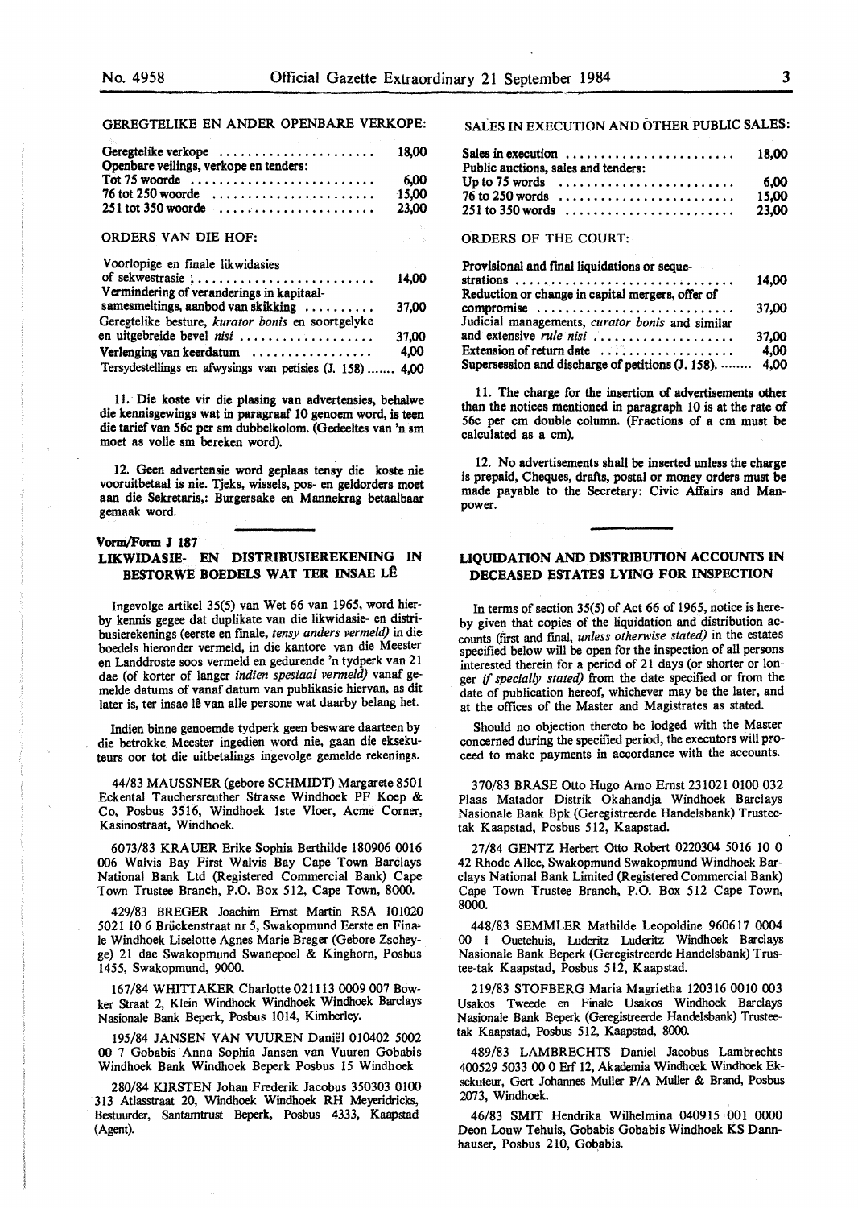GEREGTELIKE EN ANDER OPENBARE VERKOPE:

| | |
|---|---|
| Geregtelike verkope | 18,00 |
| Openbare veilings, verkope en tenders: | |
| Tot 75 woorde | 6,00 |
| 76 tot 250 woorde | 15,00 |
| 251 tot 350 woorde | 23,00 |

ORDERS VAN DIE HOF:

| | |
|---|---|
| Voorlopige en finale likwidasies of sekwestrasie | 14,00 |
| Vermindering of veranderings in kapitaalsamesmeltings, aanbod van skikking | 37,00 |
| Geregtelike besture, *kurator bonis* en soortgelyke en uitgebreide bevel *nisi* | 37,00 |
| Verlenging van keerdatum | 4,00 |
| Tersydestellings en afwysings van petisies (J. 158) | 4,00 |

11. Die koste vir die plasing van advertensies, behalwe die kennisgewings wat in paragraaf 10 genoem word, is teen die tarief van 56c per sm dubbelkolom. (Gedeeltes van 'n sm moet as volle sm bereken word).

12. Geen advertensie word geplaas tensy die koste nie vooruitbetaal is nie. Tjeks, wissels, pos- en geldorders moet aan die Sekretaris,: Burgersake en Mannekrag betaalbaar gemaak word.

SALES IN EXECUTION AND OTHER PUBLIC SALES:

| | |
|---|---|
| Sales in execution | 18,00 |
| Public auctions, sales and tenders: | |
| Up to 75 words | 6,00 |
| 76 to 250 words | 15,00 |
| 251 to 350 words | 23,00 |

ORDERS OF THE COURT:

| | |
|---|---|
| Provisional and final liquidations or sequestrations | 14,00 |
| Reduction or change in capital mergers, offer of compromise | 37,00 |
| Judicial managements, *curator bonis* and similar and extensive *rule nisi* | 37,00 |
| Extension of return date | 4,00 |
| Supersession and discharge of petitions (J. 158) | 4,00 |

11. The charge for the insertion of advertisements other than the notices mentioned in paragraph 10 is at the rate of 56c per cm double column. (Fractions of a cm must be calculated as a cm).

12. No advertisements shall be inserted unless the charge is prepaid, Cheques, drafts, postal or money orders must be made payable to the Secretary: Civic Affairs and Manpower.

**Vorm/Form J 187**

## LIKWIDASIE- EN DISTRIBUSIEREKENING IN BESTORWE BOEDELS WAT TER INSAE LÊ

Ingevolge artikel 35(5) van Wet 66 van 1965, word hierby kennis gegee dat duplikate van die likwidasie- en distribusierekenings (eerste en finale, *tensy anders vermeld)* in die boedels hieronder vermeld, in die kantore van die Meester en Landdroste soos vermeld en gedurende 'n tydperk van 21 dae (of korter of langer *indien spesiaal vermeld)* vanaf gemelde datums of vanaf datum van publikasie hiervan, as dit later is, ter insae lê van alle persone wat daarby belang het.

Indien binne genoemde tydperk geen besware daarteen by die betrokke Meester ingedien word nie, gaan die eksekuteurs oor tot die uitbetalings ingevolge gemelde rekenings.

44/83 MAUSSNER (gebore SCHMIDT) Margarete 8501 Eckental Tauchersreuther Strasse Windhoek PF Koep & Co, Posbus 3516, Windhoek 1ste Vloer, Acme Corner, Kasinostraat, Windhoek.

6073/83 KRAUER Erike Sophia Berthilde 180906 0016 006 Walvis Bay First Walvis Bay Cape Town Barclays National Bank Ltd (Registered Commercial Bank) Cape Town Trustee Branch, P.O. Box 512, Cape Town, 8000.

429/83 BREGER Joachim Ernst Martin RSA 101020 5021 10 6 Brückenstraat nr 5, Swakopmund Eerste en Finale Windhoek Liselotte Agnes Marie Breger (Gebore Zscheyge) 21 dae Swakopmund Swanepoel & Kinghorn, Posbus 1455, Swakopmund, 9000.

167/84 WHITTAKER Charlotte 021113 0009 007 Bowker Straat 2, Klein Windhoek Windhoek Windhoek Barclays Nasionale Bank Beperk, Posbus 1014, Kimberley.

195/84 JANSEN VAN VUUREN Daniël 010402 5002 00 7 Gobabis Anna Sophia Jansen van Vuuren Gobabis Windhoek Bank Windhoek Beperk Posbus 15 Windhoek

280/84 KIRSTEN Johan Frederik Jacobus 350303 0100 313 Atlasstraat 20, Windhoek Windhoek RH Meyeridricks, Bestuurder, Santamtrust Beperk, Posbus 4333, Kaapstad (Agent).

## LIQUIDATION AND DISTRIBUTION ACCOUNTS IN DECEASED ESTATES LYING FOR INSPECTION

In terms of section 35(5) of Act 66 of 1965, notice is hereby given that copies of the liquidation and distribution accounts (first and final, *unless otherwise stated)* in the estates specified below will be open for the inspection of all persons interested therein for a period of 21 days (or shorter or longer *if specially stated)* from the date specified or from the date of publication hereof, whichever may be the later, and at the offices of the Master and Magistrates as stated.

Should no objection thereto be lodged with the Master concerned during the specified period, the executors will proceed to make payments in accordance with the accounts.

370/83 BRASE Otto Hugo Arno Ernst 231021 0100 032 Plaas Matador Distrik Okahandja Windhoek Barclays Nasionale Bank Bpk (Geregistreerde Handelsbank) Trusteetak Kaapstad, Posbus 512, Kaapstad.

27/84 GENTZ Herbert Otto Robert 0220304 5016 10 0 42 Rhode Allee, Swakopmund Swakopmund Windhoek Barclays National Bank Limited (Registered Commercial Bank) Cape Town Trustee Branch, P.O. Box 512 Cape Town, 8000.

448/83 SEMMLER Mathilde Leopoldine 960617 0004 00 1 Ouetehuis, Luderitz Luderitz Windhoek Barclays Nasionale Bank Beperk (Geregistreerde Handelsbank) Trustee-tak Kaapstad, Posbus 512, Kaapstad.

219/83 STOFBERG Maria Magrietha 120316 0010 003 Usakos Tweede en Finale Usakos Windhoek Barclays Nasionale Bank Beperk (Geregistreerde Handelsbank) Trusteetak Kaapstad, Posbus 512, Kaapstad, 8000.

489/83 LAMBRECHTS Daniel Jacobus Lambrechts 400529 5033 00 0 Erf 12, Akademia Windhoek Windhoek Eksekuteur, Gert Johannes Muller P/A Muller & Brand, Posbus 2073, Windhoek.

46/83 SMIT Hendrika Wilhelmina 040915 001 0000 Deon Louw Tehuis, Gobabis Gobabis Windhoek KS Dannhauser, Posbus 210, Gobabis.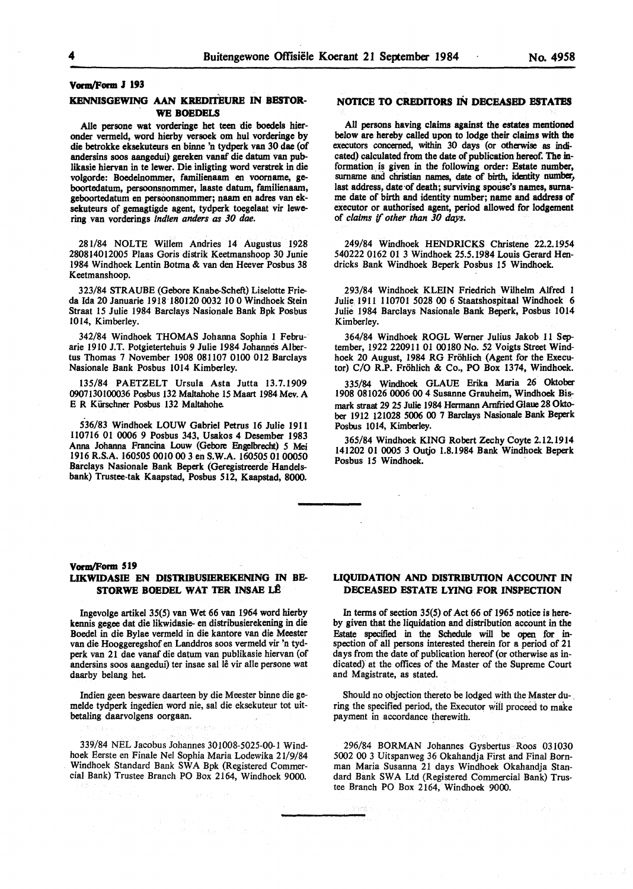**Vorm/Form J 193**

## KENNISGEWING AAN KREDITEURE IN BESTORWE BOEDELS

Alle persone wat vorderinge het teen die boedels hieronder vermeld, word hierby versoek om hul vorderinge by die betrokke eksekuteurs en binne 'n tydperk van 30 dae (of andersins soos aangedui) gereken vanaf die datum van publikasie hiervan in te lewer. Die inligting word verstrek in die volgorde: Boedelnommer, familienaam en voorname, geboortedatum, persoonsnommer, laaste datum, familienaam, geboortedatum en persoonsnommer; naam en adres van eksekuteurs of gemagtigde agent, tydperk toegelaat vir lewering van vorderings *indien anders as 30 dae.*

281/84 NOLTE Willem Andries 14 Augustus 1928 280814012005 Plaas Goris distrik Keetmanshoop 30 Junie 1984 Windhoek Lentin Botma & van den Heever Posbus 38 Keetmanshoop.

323/84 STRAUBE (Gebore Knabe-Scheft) Liselotte Frieda Ida 20 Januarie 1918 180120 0032 10 0 Windhoek Stein Straat 15 Julie 1984 Barclays Nasionale Bank Bpk Posbus 1014, Kimberley.

342/84 Windhoek THOMAS Johanna Sophia 1 Februarie 1910 J.T. Potgietertehuis 9 Julie 1984 Johannes Albertus Thomas 7 November 1908 081107 0100 012 Barclays Nasionale Bank Posbus 1014 Kimberley.

135/84 PAETZELT Ursula Asta Jutta 13.7.1909 0907130100036 Posbus 132 Maltahohe 15 Maart 1984 Mev. A E R Kürschner Posbus 132 Maltahohe.

536/83 Windhoek LOUW Gabriel Petrus 16 Julie 1911 110716 01 0006 9 Posbus 343, Usakos 4 Desember 1983 Anna Johanna Francina Louw (Gebore Engelbrecht) 5 Mei 1916 R.S.A. 160505 0010 00 3 en S.W.A. 160505 01 00050 Barclays Nasionale Bank Beperk (Geregistreerde Handelsbank) Trustee-tak Kaapstad, Posbus 512, Kaapstad, 8000.

## NOTICE TO CREDITORS IN DECEASED ESTATES

All persons having claims against the estates mentioned below are hereby called upon to lodge their claims with the executors concerned, within 30 days (or otherwise as indicated) calculated from the date of publication hereof. The information is given in the following order: Estate number, surname and christian names, date of birth, identity number, last address, date of death; surviving spouse's names, surname date of birth and identity number; name and address of executor or authorised agent, period allowed for lodgement of *claims if other than 30 days.*

249/84 Windhoek HENDRICKS Christene 22.2.1954 540222 0162 01 3 Windhoek 25.5.1984 Louis Gerard Hendricks Bank Windhoek Beperk Posbus 15 Windhoek.

293/84 Windhoek KLEIN Friedrich Wilhelm Alfred 1 Julie 1911 110701 5028 00 6 Staatshospitaal Windhoek 6 Julie 1984 Barclays Nasionale Bank Beperk, Posbus 1014 Kimberley.

364/84 Windhoek ROGL Werner Julius Jakob 11 September, 1922 220911 01 00180 No. 52 Voigts Street Windhoek 20 August, 1984 RG Fröhlich (Agent for the Executor) C/O R.P. Fröhlich & Co., PO Box 1374, Windhoek.

335/84 Windhoek GLAUE Erika Maria 26 Oktober 1908 081026 0006 00 4 Susanne Grauheim, Windhoek Bismark straat 29 25 Julie 1984 Hermann Arnfried Glaue 28 Oktober 1912 121028 5006 00 7 Barclays Nasionale Bank Beperk Posbus 1014, Kimberley.

365/84 Windhoek KING Robert Zechy Coyte 2.12.1914 141202 01 0005 3 Outjo 1.8.1984 Bank Windhoek Beperk Posbus 15 Windhoek.

---

**Vorm/Form 519**

## LIKWIDASIE EN DISTRIBUSIEREKENING IN BESTORWE BOEDEL WAT TER INSAE LÊ

Ingevolge artikel 35(5) van Wet 66 van 1964 word hierby kennis gegee dat die likwidasie- en distribusierekening in die Boedel in die Bylae vermeld in die kantore van die Meester van die Hooggeregshof en Landdros soos vermeld vir 'n tydperk van 21 dae vanaf die datum van publikasie hiervan (of andersins soos aangedui) ter insae sal lê vir alle persone wat daarby belang het.

Indien geen besware daarteen by die Meester binne die gemelde tydperk ingedien word nie, sal die eksekuteur tot uitbetaling daarvolgens oorgaan.

339/84 NEL Jacobus Johannes 301008-5025-00-1 Windhoek Eerste en Finale Nel Sophia Maria Lodewika 21/9/84 Windhoek Standard Bank SWA Bpk (Registered Commercial Bank) Trustee Branch PO Box 2164, Windhoek 9000.

## LIQUIDATION AND DISTRIBUTION ACCOUNT IN DECEASED ESTATE LYING FOR INSPECTION

In terms of section 35(5) of Act 66 of 1965 notice is hereby given that the liquidation and distribution account in the Estate specified in the Schedule will be open for inspection of all persons interested therein for a period of 21 days from the date of publication hereof (or otherwise as indicated) at the offices of the Master of the Supreme Court and Magistrate, as stated.

Should no objection thereto be lodged with the Master during the specified period, the Executor will proceed to make payment in accordance therewith.

296/84 BORMAN Johannes Gysbertus Roos 031030 5002 00 3 Uitspanweg 36 Okahandja First and Final Bornman Maria Susanna 21 days Windhoek Okahandja Standard Bank SWA Ltd (Registered Commercial Bank) Trustee Branch PO Box 2164, Windhoek 9000.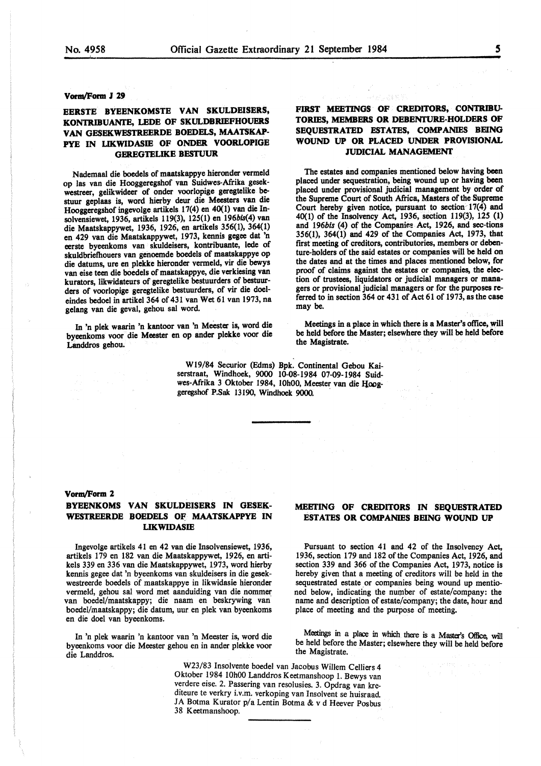**Vorm/Form J 29**

## EERSTE BYEENKOMSTE VAN SKULDEISERS, KONTRIBUANTE, LEDE OF SKULDBRIEFHOUERS VAN GESEKWESTREERDE BOEDELS, MAATSKAPPYE IN LIKWIDASIE OF ONDER VOORLOPIGE GEREGTELIKE BESTUUR

Nademaal die boedels of maatskappye hieronder vermeld op las van die Hooggeregshof van Suidwes-Afrika gesekwestreer, gelikwideer of onder voorlopige geregtelike bestuur geplaas is, word hierby deur die Meesters van die Hooggeregshof ingevolge artikels 17(4) en 40(1) van die Insolvensiewet, 1936, artikels 119(3), 125(1) en 196*bis*(4) van die Maatskappywet, 1936, 1926, en artikels 356(1), 364(1) en 429 van die Maatskappywet, 1973, kennis gegee dat 'n eerste byeenkoms van skuldeisers, kontribuante, lede of skuldbriefhouers van genoemde boedels of maatskappye op die datums, ure en plekke hieronder vermeld, vir die bewys van eise teen die boedels of maatskappye, die verkiesing van kurators, likwidateurs of geregtelike bestuurders of bestuurders of voorlopige geregtelike bestuurders, of vir die doeleindes bedoel in artikel 364 of 431 van Wet 61 van 1973, na gelang van die geval, gehou sal word.

In 'n plek waarin 'n kantoor van 'n Meester is, word die byeenkoms voor die Meester en op ander plekke voor die Landdros gehou.

## FIRST MEETINGS OF CREDITORS, CONTRIBUTORIES, MEMBERS OR DEBENTURE-HOLDERS OF SEQUESTRATED ESTATES, COMPANIES BEING WOUND UP OR PLACED UNDER PROVISIONAL JUDICIAL MANAGEMENT

The estates and companies mentioned below having been placed under sequestration, being wound up or having been placed under provisional judicial management by order of the Supreme Court of South Africa, Masters of the Supreme Court hereby given notice, pursuant to section 17(4) and 40(1) of the Insolvency Act, 1936, section 119(3), 125 (1) and 196*bis* (4) of the Companies Act, 1926, and sec-tions 356(1), 364(1) and 429 of the Companies Act, 1973, that first meeting of creditors, contributories, members or debenture-holders of the said estates or companies will be held on the dates and at the times and places mentioned below, for proof of claims against the estates or companies, the election of trustees, liquidators or judicial managers or managers or provisional judicial managers or for the purposes referred to in section 364 or 431 of Act 61 of 1973, as the case may be.

Meetings in a place in which there is a Master's office, will be held before the Master; elsewhere they will be held before the Magistrate.

W19/84 Securior (Edms) Bpk. Continental Gebou Kaiserstraat, Windhoek, 9000 10-08-1984 07-09-1984 Suidwes-Afrika 3 Oktober 1984, 10h00, Meester van die Hooggeregshof P.Sak 13190, Windhoek 9000.

---

**Vorm/Form 2**

## BYEENKOMS VAN SKULDEISERS IN GESEKWESTREERDE BOEDELS OF MAATSKAPPYE IN LIKWIDASIE

Ingevolge artikels 41 en 42 van die Insolvensiewet, 1936, artikels 179 en 182 van die Maatskappywet, 1926, en artikels 339 en 336 van die Maatskappywet, 1973, word hierby kennis gegee dat 'n byeenkoms van skuldeisers in die gesekwestreerde boedels of maatskappye in likwidasie hieronder vermeld, gehou sal word met aanduiding van die nommer van boedel/maatskappy; die naam en beskrywing van boedel/maatskappy; die datum, uur en plek van byeenkoms en die doel van byeenkoms.

In 'n plek waarin 'n kantoor van 'n Meester is, word die byeenkoms voor die Meester gehou en in ander plekke voor die Landdros.

## MEETING OF CREDITORS IN SEQUESTRATED ESTATES OR COMPANIES BEING WOUND UP

Pursuant to section 41 and 42 of the Insolvency Act, 1936, section 179 and 182 of the Companies Act, 1926, and section 339 and 366 of the Companies Act, 1973, notice is hereby given that a meeting of creditors will be held in the sequestrated estate or companies being wound up mentioned below, indicating the number of estate/company: the name and description of estate/company; the date, hour and place of meeting and the purpose of meeting.

Meetings in a place in which there is a Master's Office, will be held before the Master; elsewhere they will be held before the Magistrate.

W23/83 Insolvente boedel van Jacobus Willem Celliers 4 Oktober 1984 10h00 Landdros Keetmanshoop 1. Bewys van verdere eise. 2. Passering van resolusies. 3. Opdrag van krediteure te verkry i.v.m. verkoping van Insolvent se huisraad. JA Botma Kurator p/a Lentin Botma & v d Heever Posbus 38 Keetmanshoop.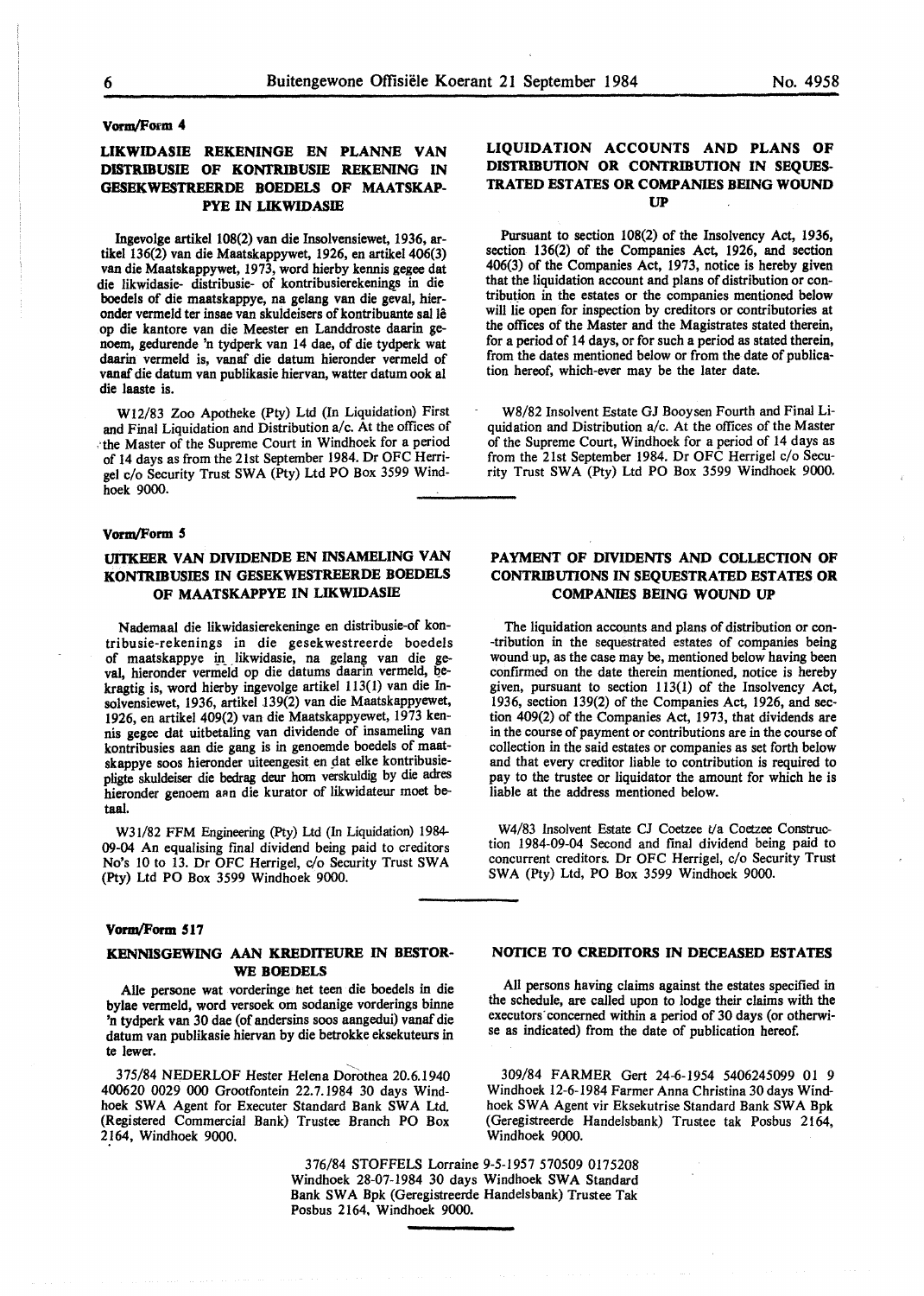**Vorm/Form 4**

## LIKWIDASIE REKENINGE EN PLANNE VAN DISTRIBUSIE OF KONTRIBUSIE REKENING IN GESEKWESTREERDE BOEDELS OF MAATSKAPPYE IN LIKWIDASIE

Ingevolge artikel 108(2) van die Insolvensiewet, 1936, artikel 136(2) van die Maatskappywet, 1926, en artikel 406(3) van die Maatskappywet, 1973, word hierby kennis gegee dat die likwidasie- distribusie- of kontribusierekenings in die boedels of die maatskappye, na gelang van die geval, hieronder vermeld ter insae van skuldeisers of kontribuante sal lê op die kantore van die Meester en Landdroste daarin genoem, gedurende 'n tydperk van 14 dae, of die tydperk wat daarin vermeld is, vanaf die datum hieronder vermeld of vanaf die datum van publikasie hiervan, watter datum ook al die laaste is.

W12/83 Zoo Apotheke (Pty) Ltd (In Liquidation) First and Final Liquidation and Distribution a/c. At the offices of the Master of the Supreme Court in Windhoek for a period of 14 days as from the 21st September 1984. Dr OFC Herrigel c/o Security Trust SWA (Pty) Ltd PO Box 3599 Windhoek 9000.

## LIQUIDATION ACCOUNTS AND PLANS OF DISTRIBUTION OR CONTRIBUTION IN SEQUESTRATED ESTATES OR COMPANIES BEING WOUND UP

Pursuant to section 108(2) of the Insolvency Act, 1936, section 136(2) of the Companies Act, 1926, and section 406(3) of the Companies Act, 1973, notice is hereby given that the liquidation account and plans of distribution or contribution in the estates or the companies mentioned below will lie open for inspection by creditors or contributories at the offices of the Master and the Magistrates stated therein, for a period of 14 days, or for such a period as stated therein, from the dates mentioned below or from the date of publication hereof, which-ever may be the later date.

W8/82 Insolvent Estate GJ Booysen Fourth and Final Liquidation and Distribution a/c. At the offices of the Master of the Supreme Court, Windhoek for a period of 14 days as from the 21st September 1984. Dr OFC Herrigel c/o Security Trust SWA (Pty) Ltd PO Box 3599 Windhoek 9000.

**Vorm/Form 5**

## UITKEER VAN DIVIDENDE EN INSAMELING VAN KONTRIBUSIES IN GESEKWESTREERDE BOEDELS OF MAATSKAPPYE IN LIKWIDASIE

Nademaal die likwidasierekeninge en distribusie-of kontribusie-rekenings in die gesekwestreerde boedels of maatskappye in likwidasie, na gelang van die geval, hieronder vermeld op die datums daarin vermeld, bekragtig is, word hierby ingevolge artikel 113(1) van die Insolvensiewet, 1936, artikel 139(2) van die Maatskappyewet, 1926, en artikel 409(2) van die Maatskappyewet, 1973 kennis gegee dat uitbetaling van dividende of insameling van kontribusies aan die gang is in genoemde boedels of maatskappye soos hieronder uiteengesit en dat elke kontribusiepligte skuldeiser die bedrag deur hom verskuldig by die adres hieronder genoem aan die kurator of likwidateur moet betaal.

W31/82 FFM Engineering (Pty) Ltd (In Liquidation) 1984-09-04 An equalising final dividend being paid to creditors No's 10 to 13. Dr OFC Herrigel, c/o Security Trust SWA (Pty) Ltd PO Box 3599 Windhoek 9000.

## PAYMENT OF DIVIDENTS AND COLLECTION OF CONTRIBUTIONS IN SEQUESTRATED ESTATES OR COMPANIES BEING WOUND UP

The liquidation accounts and plans of distribution or contribution in the sequestrated estates of companies being wound up, as the case may be, mentioned below having been confirmed on the date therein mentioned, notice is hereby given, pursuant to section 113(1) of the Insolvency Act, 1936, section 139(2) of the Companies Act, 1926, and section 409(2) of the Companies Act, 1973, that dividends are in the course of payment or contributions are in the course of collection in the said estates or companies as set forth below and that every creditor liable to contribution is required to pay to the trustee or liquidator the amount for which he is liable at the address mentioned below.

W4/83 Insolvent Estate CJ Coetzee t/a Coetzee Construction 1984-09-04 Second and final dividend being paid to concurrent creditors. Dr OFC Herrigel, c/o Security Trust SWA (Pty) Ltd, PO Box 3599 Windhoek 9000.

**Vorm/Form 517**

## KENNISGEWING AAN KREDITEURE IN BESTORWE BOEDELS

Alle persone wat vorderinge het teen die boedels in die bylae vermeld, word versoek om sodanige vorderings binne 'n tydperk van 30 dae (of andersins soos aangedui) vanaf die datum van publikasie hiervan by die betrokke eksekuteurs in te lewer.

375/84 NEDERLOF Hester Helena Dorothea 20.6.1940 400620 0029 000 Grootfontein 22.7.1984 30 days Windhoek SWA Agent for Executer Standard Bank SWA Ltd. (Registered Commercial Bank) Trustee Branch PO Box 2164, Windhoek 9000.

## NOTICE TO CREDITORS IN DECEASED ESTATES

All persons having claims against the estates specified in the schedule, are called upon to lodge their claims with the executors concerned within a period of 30 days (or otherwise as indicated) from the date of publication hereof.

309/84 FARMER Gert 24-6-1954 5406245099 01 9 Windhoek 12-6-1984 Farmer Anna Christina 30 days Windhoek SWA Agent vir Eksekutrise Standard Bank SWA Bpk (Geregistreerde Handelsbank) Trustee tak Posbus 2164, Windhoek 9000.

376/84 STOFFELS Lorraine 9-5-1957 570509 0175208 Windhoek 28-07-1984 30 days Windhoek SWA Standard Bank SWA Bpk (Geregistreerde Handelsbank) Trustee Tak Posbus 2164, Windhoek 9000.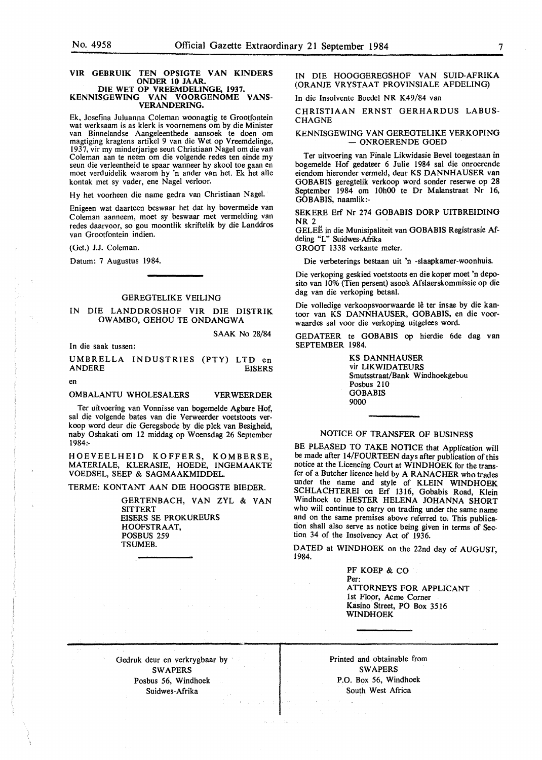### VIR GEBRUIK TEN OPSIGTE VAN KINDERS ONDER 10 JAAR.
### DIE WET OP VREEMDELINGE, 1937.
### KENNISGEWING VAN VOORGENOME VANSVERANDERING.

Ek, Josefina Juluanna Coleman woonagtig te Grootfontein wat werksaam is as klerk is voornemens om by die Minister van Binnelandse Aangeleenthede aansoek te doen om magtiging kragtens artikel 9 van die Wet op Vreemdelinge, 1937, vir my minderjarige seun Christiaan Nagel om die van Coleman aan te neem om die volgende redes ten einde my seun die verleentheid te spaar wanneer hy skool toe gaan en moet verduidelik waarom hy 'n ander van het. Ek het alle kontak met sy vader, ene Nagel verloor.

Hy het voorheen die name gedra van Christiaan Nagel.

Enigeen wat daarteen beswaar het dat hy bovermelde van Coleman aanneem, moet sy beswaar met vermelding van redes daarvoor, so gou moontlik skriftelik by die Landdros van Grootfontein indien.

(Get.) J.J. Coleman.

Datum: 7 Augustus 1984.

---

### GEREGTELIKE VEILING

### IN DIE LANDDROSHOF VIR DIE DISTRIK OWAMBO, GEHOU TE ONDANGWA

SAAK No 28/84

In die saak tussen:

UMBRELLA INDUSTRIES (PTY) LTD en ANDERE — EISERS

en

OMBALANTU WHOLESALERS — VERWEERDER

Ter uitvoering van Vonnisse van bogemelde Agbare Hof, sal die volgende bates van die Verweerder voetstoots verkoop word deur die Geregsbode by die plek van Besigheid, naby Oshakati om 12 middag op Woensdag 26 September 1984:-

HOEVEELHEID KOFFERS, KOMBERSE, MATERIALE, KLERASIE, HOEDE, INGEMAAKTE VOEDSEL, SEEP & SAGMAAKMIDDEL.

TERME: KONTANT AAN DIE HOOGSTE BIEDER.

GERTENBACH, VAN ZYL & VAN SITTERT
EISERS SE PROKUREURS
HOOFSTRAAT,
POSBUS 259
TSUMEB.

---

### IN DIE HOOGGEREGSHOF VAN SUID-AFRIKA (ORANJE VRYSTAAT PROVINSIALE AFDELING)

In die Insolvente Boedel NR K49/84 van

CHRISTIAAN ERNST GERHARDUS LABUSCHAGNE

### KENNISGEWING VAN GEREGTELIKE VERKOPING — ONROERENDE GOED

Ter uitvoering van Finale Likwidasie Bevel toegestaan in bogemelde Hof gedateer 6 Julie 1984 sal die onroerende eiendom hieronder vermeld, deur KS DANNHAUSER van GOBABIS geregtelik verkoop word sonder reserwe op 28 September 1984 om 10h00 te Dr Malanstraat Nr 16, GOBABIS, naamlik:-

SEKERE Erf Nr 274 GOBABIS DORP UITBREIDING NR 2
GELEË in die Munisipaliteit van GOBABIS Registrasie Afdeling "L" Suidwes-Afrika
GROOT 1338 verkante meter.

Die verbeterings bestaan uit 'n -slaapkamer-woonhuis.

Die verkoping geskied voetstoots en die koper moet 'n deposito van 10% (Tien persent) asook Afslaerskommissie op die dag van die verkoping betaal.

Die volledige verkoopsvoorwaarde lê ter insae by die kantoor van KS DANNHAUSER, GOBABIS, en die voorwaardes sal voor die verkoping uitgelees word.

GEDATEER te GOBABIS op hierdie 6de dag van SEPTEMBER 1984.

KS DANNHAUSER
vir LIKWIDATEURS
Smutsstraat/Bank Windhoekgebou
Posbus 210
GOBABIS
9000

---

### NOTICE OF TRANSFER OF BUSINESS

BE PLEASED TO TAKE NOTICE that Application will be made after 14/FOURTEEN days after publication of this notice at the Licencing Court at WINDHOEK for the transfer of a Butcher licence held by A RANACHER who trades under the name and style of KLEIN WINDHOEK SCHLACHTEREI on Erf 1316, Gobabis Road, Klein Windhoek to HESTER HELENA JOHANNA SHORT who will continue to carry on trading under the same name and on the same premises above referred to. This publication shall also serve as notice being given in terms of Section 34 of the Insolvency Act of 1936.

DATED at WINDHOEK on the 22nd day of AUGUST, 1984.

PF KOEP & CO
Per:
ATTORNEYS FOR APPLICANT
1st Floor, Acme Corner
Kasino Street, PO Box 3516
WINDHOEK

---

Gedruk deur en verkrygbaar by
SWAPERS
Posbus 56, Windhoek
Suidwes-Afrika

Printed and obtainable from
SWAPERS
P.O. Box 56, Windhoek
South West Africa